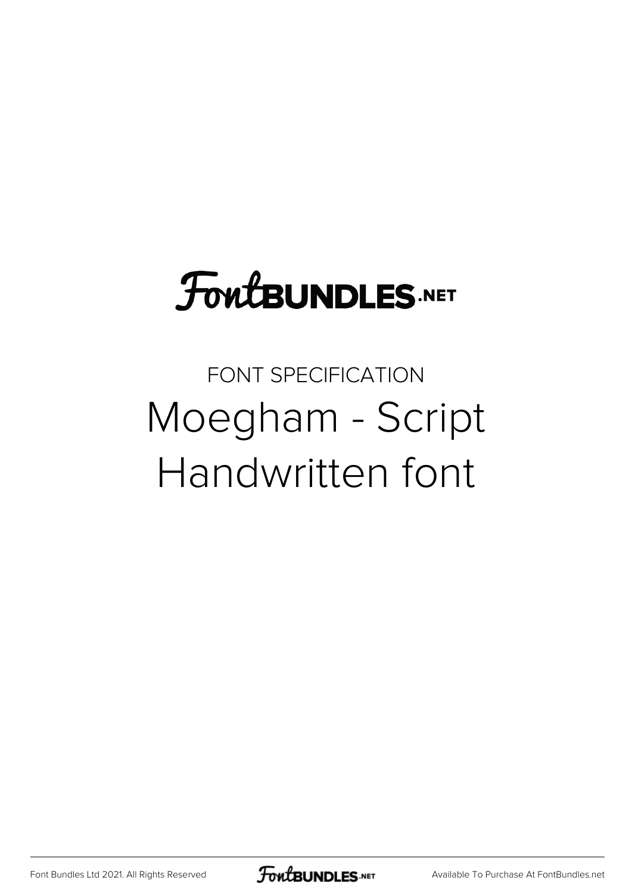# FontBUNDLES.NET

FONT SPECIFICATION

## Moegham - Script Handwritten font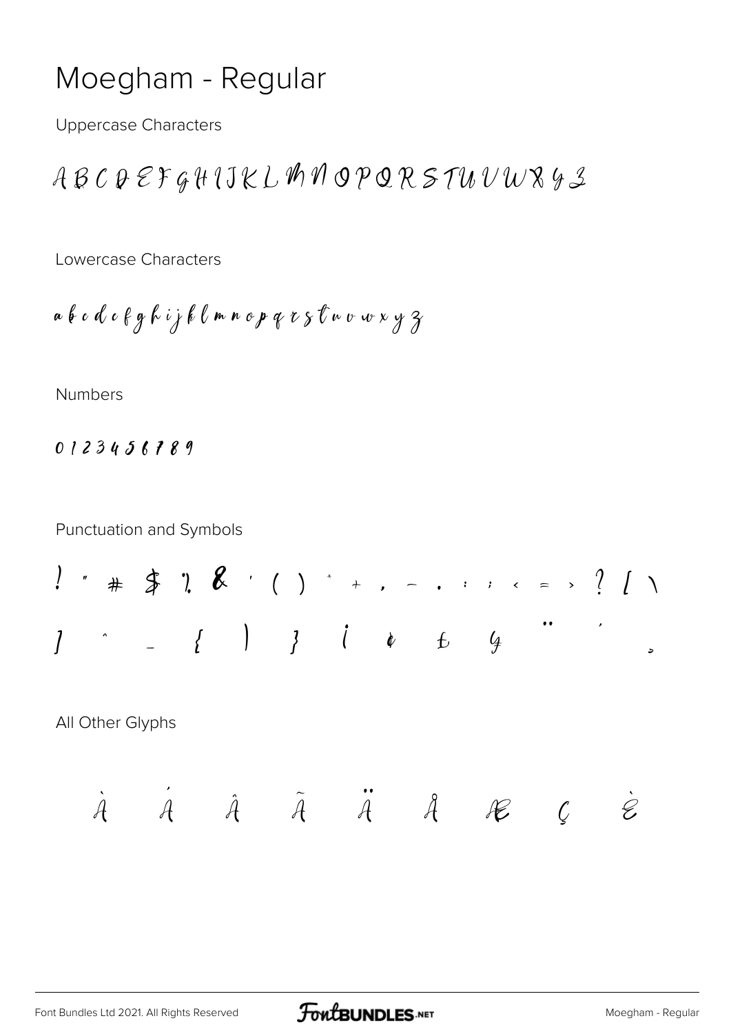# Moegham - Regular

Uppercase Characters

A B C D E F G H I J K L M N O P Q R S T U V W X Y Z

Lowercase Characters

a b c d e f g h i j k l m n o p q r s t u v w x y z

Numbers

0 1 2 3 4 5 6 7 8 9

Punctuation and Symbols

! " # $ % & ' ( ) * + , - . : ; < = > ? [ \

] ^ _ { | } ¡ ¢ £ ¥ ¨ ´ ¸

All Other Glyphs

À Á Â Ã Ä Å Æ Ç È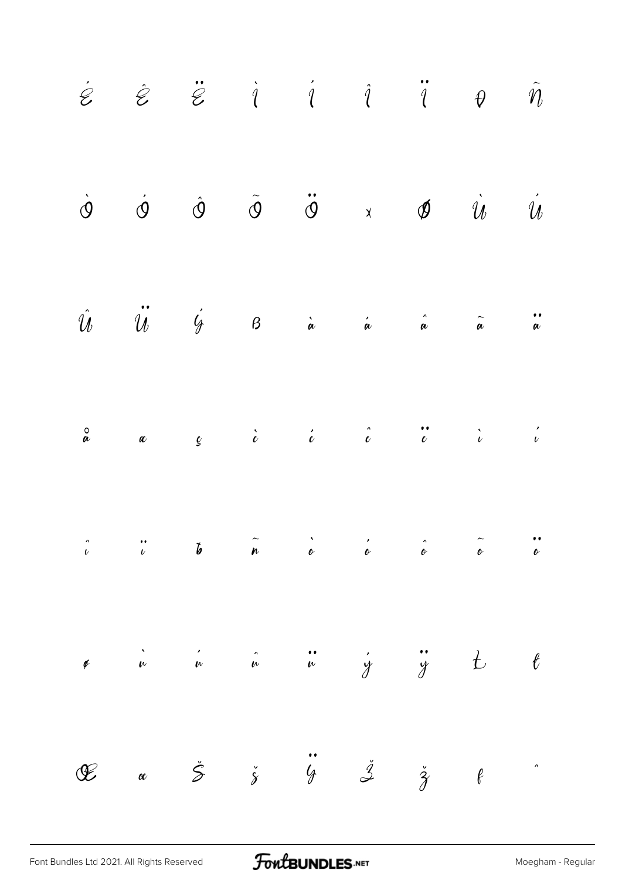É Ê Ë Ì Í Î Ï Ð Ñ

Ò Ó Ô Õ Ö × Ø Ù Ú

Û Ü Ý ß à á â ã ä

å æ ç è é ê ë ì í

î ï ð ñ ò ó ô õ ö

ø ù ú û ü ý ÿ Ł ł

Œ œ Š š Ÿ Ž ž ƒ ˆ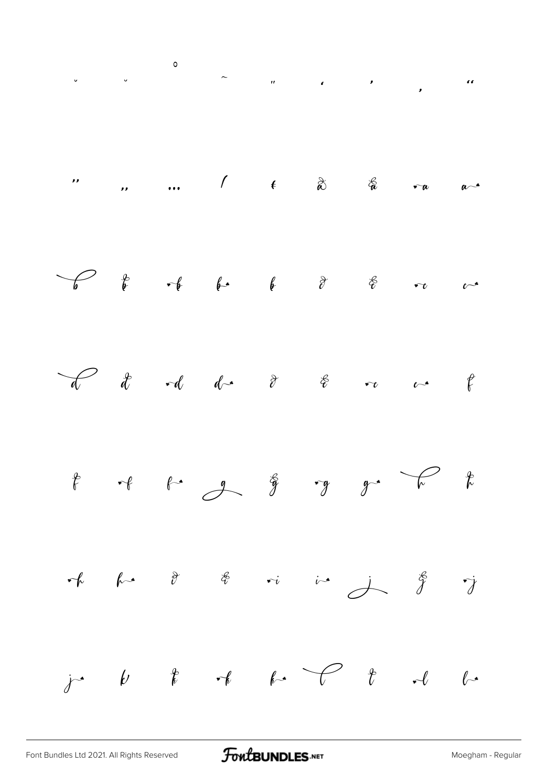˘ ˘ ˚ ˜ ˝ ‘ ’ ‚ “

” „ … ⁄ ₣ ã ä ♥a a♥

b b b b b c c ♥c c♥

d d ♥d d♥ e e ♥e e♥ f

f ♥f f♥ g g ♥g g♥ h h

♥h h♥ i i ♥i i♥ j j ♥j

j♥ k k ♥k k♥ l l ♥l l♥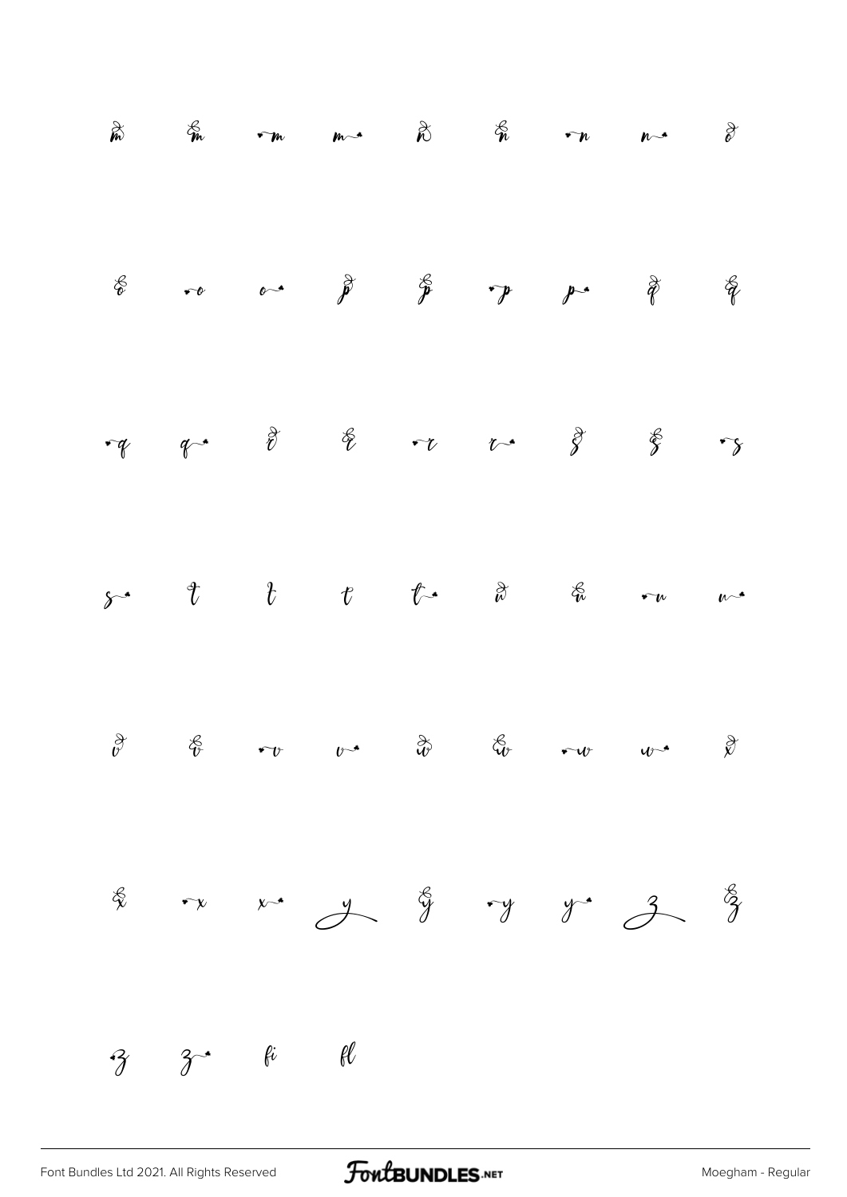m m m m n n n n o

o o o p p p p q q

q q r r r r s s s

s t t t t u u u u

v v v v w w w w x

x x x y y y y z z

z z fi fl